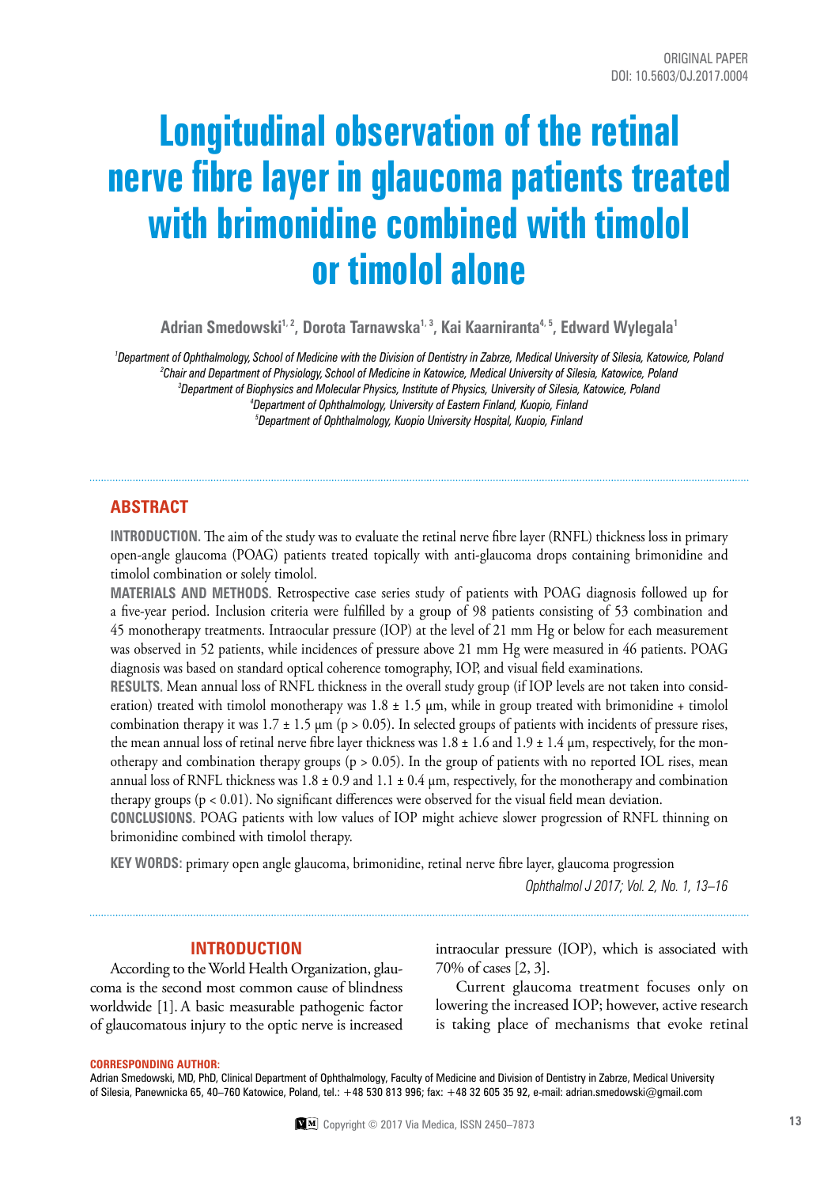ORIGINAL PAPER
DOI: 10.5603/OJ.2017.0004

# Longitudinal observation of the retinal nerve fibre layer in glaucoma patients treated with brimonidine combined with timolol or timolol alone

**Adrian Smedowski[1, 2], Dorota Tarnawska[1, 3], Kai Kaarniranta[4, 5], Edward Wylegala[1]**

*[1]Department of Ophthalmology, School of Medicine with the Division of Dentistry in Zabrze, Medical University of Silesia, Katowice, Poland*
*[2]Chair and Department of Physiology, School of Medicine in Katowice, Medical University of Silesia, Katowice, Poland*
*[3]Department of Biophysics and Molecular Physics, Institute of Physics, University of Silesia, Katowice, Poland*
*[4]Department of Ophthalmology, University of Eastern Finland, Kuopio, Finland*
*[5]Department of Ophthalmology, Kuopio University Hospital, Kuopio, Finland*

## ABSTRACT

**INTRODUCTION.** The aim of the study was to evaluate the retinal nerve fibre layer (RNFL) thickness loss in primary open-angle glaucoma (POAG) patients treated topically with anti-glaucoma drops containing brimonidine and timolol combination or solely timolol.

**MATERIALS AND METHODS.** Retrospective case series study of patients with POAG diagnosis followed up for a five-year period. Inclusion criteria were fulfilled by a group of 98 patients consisting of 53 combination and 45 monotherapy treatments. Intraocular pressure (IOP) at the level of 21 mm Hg or below for each measurement was observed in 52 patients, while incidences of pressure above 21 mm Hg were measured in 46 patients. POAG diagnosis was based on standard optical coherence tomography, IOP, and visual field examinations.

**RESULTS.** Mean annual loss of RNFL thickness in the overall study group (if IOP levels are not taken into consideration) treated with timolol monotherapy was 1.8 ± 1.5 μm, while in group treated with brimonidine + timolol combination therapy it was 1.7 ± 1.5 μm ($p > 0.05$). In selected groups of patients with incidents of pressure rises, the mean annual loss of retinal nerve fibre layer thickness was 1.8 ± 1.6 and 1.9 ± 1.4 μm, respectively, for the monotherapy and combination therapy groups ($p > 0.05$). In the group of patients with no reported IOL rises, mean annual loss of RNFL thickness was 1.8 ± 0.9 and 1.1 ± 0.4 μm, respectively, for the monotherapy and combination therapy groups ($p < 0.01$). No significant differences were observed for the visual field mean deviation.

**CONCLUSIONS.** POAG patients with low values of IOP might achieve slower progression of RNFL thinning on brimonidine combined with timolol therapy.

**KEY WORDS:** primary open angle glaucoma, brimonidine, retinal nerve fibre layer, glaucoma progression

*Ophthalmol J 2017; Vol. 2, No. 1, 13–16*

## INTRODUCTION

According to the World Health Organization, glaucoma is the second most common cause of blindness worldwide [1]. A basic measurable pathogenic factor of glaucomatous injury to the optic nerve is increased intraocular pressure (IOP), which is associated with 70% of cases [2, 3].

Current glaucoma treatment focuses only on lowering the increased IOP; however, active research is taking place of mechanisms that evoke retinal

**CORRESPONDING AUTHOR:**
Adrian Smedowski, MD, PhD, Clinical Department of Ophthalmology, Faculty of Medicine and Division of Dentistry in Zabrze, Medical University of Silesia, Panewnicka 65, 40–760 Katowice, Poland, tel.: +48 530 813 996; fax: +48 32 605 35 92, e-mail: adrian.smedowski@gmail.com

Copyright © 2017 Via Medica, ISSN 2450–7873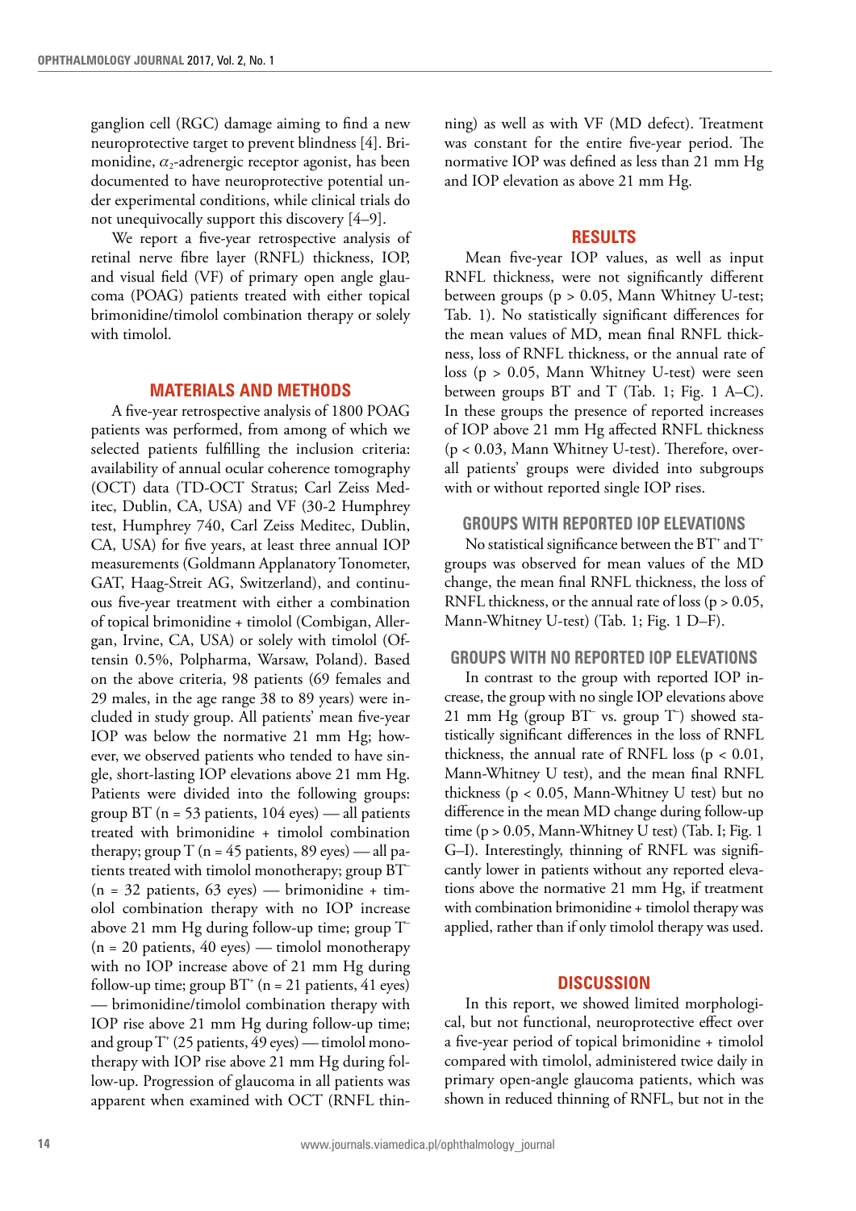ganglion cell (RGC) damage aiming to find a new neuroprotective target to prevent blindness [4]. Brimonidine, $\alpha_2$-adrenergic receptor agonist, has been documented to have neuroprotective potential under experimental conditions, while clinical trials do not unequivocally support this discovery [4–9].

We report a five-year retrospective analysis of retinal nerve fibre layer (RNFL) thickness, IOP, and visual field (VF) of primary open angle glaucoma (POAG) patients treated with either topical brimonidine/timolol combination therapy or solely with timolol.

## MATERIALS AND METHODS

A five-year retrospective analysis of 1800 POAG patients was performed, from among of which we selected patients fulfilling the inclusion criteria: availability of annual ocular coherence tomography (OCT) data (TD-OCT Stratus; Carl Zeiss Meditec, Dublin, CA, USA) and VF (30-2 Humphrey test, Humphrey 740, Carl Zeiss Meditec, Dublin, CA, USA) for five years, at least three annual IOP measurements (Goldmann Applanatory Tonometer, GAT, Haag-Streit AG, Switzerland), and continuous five-year treatment with either a combination of topical brimonidine + timolol (Combigan, Allergan, Irvine, CA, USA) or solely with timolol (Oftensin 0.5%, Polpharma, Warsaw, Poland). Based on the above criteria, 98 patients (69 females and 29 males, in the age range 38 to 89 years) were included in study group. All patients' mean five-year IOP was below the normative 21 mm Hg; however, we observed patients who tended to have single, short-lasting IOP elevations above 21 mm Hg. Patients were divided into the following groups: group BT (n = 53 patients, 104 eyes) — all patients treated with brimonidine + timolol combination therapy; group T (n = 45 patients, 89 eyes) — all patients treated with timolol monotherapy; group $BT^-$ (n = 32 patients, 63 eyes) — brimonidine + timolol combination therapy with no IOP increase above 21 mm Hg during follow-up time; group $T^-$ (n = 20 patients, 40 eyes) — timolol monotherapy with no IOP increase above of 21 mm Hg during follow-up time; group $BT^+$ (n = 21 patients, 41 eyes) — brimonidine/timolol combination therapy with IOP rise above 21 mm Hg during follow-up time; and group $T^+$ (25 patients, 49 eyes) — timolol monotherapy with IOP rise above 21 mm Hg during follow-up. Progression of glaucoma in all patients was apparent when examined with OCT (RNFL thinning) as well as with VF (MD defect). Treatment was constant for the entire five-year period. The normative IOP was defined as less than 21 mm Hg and IOP elevation as above 21 mm Hg.

## RESULTS

Mean five-year IOP values, as well as input RNFL thickness, were not significantly different between groups ($p > 0.05$, Mann Whitney U-test; Tab. 1). No statistically significant differences for the mean values of MD, mean final RNFL thickness, loss of RNFL thickness, or the annual rate of loss ($p > 0.05$, Mann Whitney U-test) were seen between groups BT and T (Tab. 1; Fig. 1 A–C). In these groups the presence of reported increases of IOP above 21 mm Hg affected RNFL thickness ($p < 0.03$, Mann Whitney U-test). Therefore, overall patients' groups were divided into subgroups with or without reported single IOP rises.

### GROUPS WITH REPORTED IOP ELEVATIONS

No statistical significance between the $BT^+$ and $T^+$ groups was observed for mean values of the MD change, the mean final RNFL thickness, the loss of RNFL thickness, or the annual rate of loss ($p > 0.05$, Mann-Whitney U-test) (Tab. 1; Fig. 1 D–F).

### GROUPS WITH NO REPORTED IOP ELEVATIONS

In contrast to the group with reported IOP increase, the group with no single IOP elevations above 21 mm Hg (group $BT^-$ vs. group $T^-$) showed statistically significant differences in the loss of RNFL thickness, the annual rate of RNFL loss ($p < 0.01$, Mann-Whitney U test), and the mean final RNFL thickness ($p < 0.05$, Mann-Whitney U test) but no difference in the mean MD change during follow-up time ($p > 0.05$, Mann-Whitney U test) (Tab. I; Fig. 1 G–I). Interestingly, thinning of RNFL was significantly lower in patients without any reported elevations above the normative 21 mm Hg, if treatment with combination brimonidine + timolol therapy was applied, rather than if only timolol therapy was used.

## DISCUSSION

In this report, we showed limited morphological, but not functional, neuroprotective effect over a five-year period of topical brimonidine + timolol compared with timolol, administered twice daily in primary open-angle glaucoma patients, which was shown in reduced thinning of RNFL, but not in the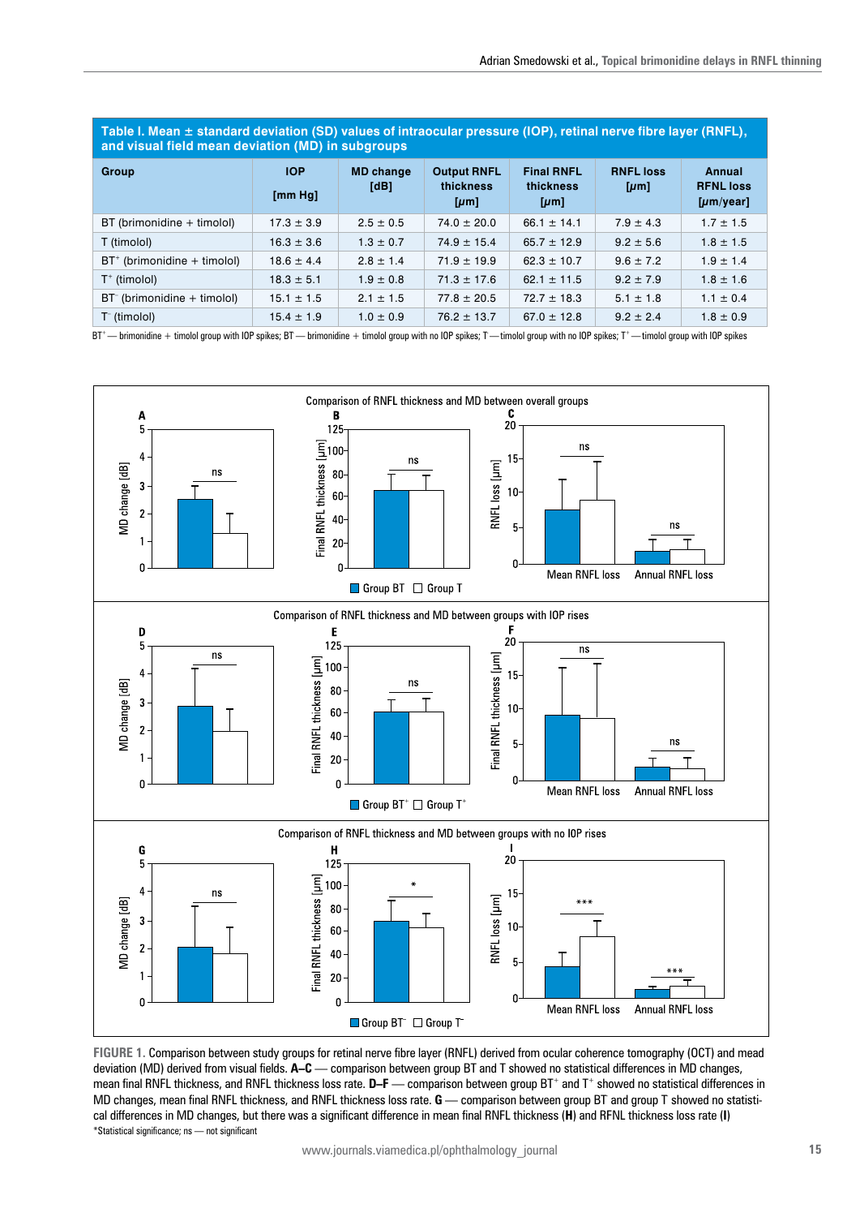**Table I. Mean ± standard deviation (SD) values of intraocular pressure (IOP), retinal nerve fibre layer (RNFL), and visual field mean deviation (MD) in subgroups**

| Group | IOP [mm Hg] | MD change [dB] | Output RNFL thickness [µm] | Final RNFL thickness [µm] | RNFL loss [µm] | Annual RFNL loss [µm/year] |
|---|---|---|---|---|---|---|
| BT (brimonidine + timolol) | 17.3 ± 3.9 | 2.5 ± 0.5 | 74.0 ± 20.0 | 66.1 ± 14.1 | 7.9 ± 4.3 | 1.7 ± 1.5 |
| T (timolol) | 16.3 ± 3.6 | 1.3 ± 0.7 | 74.9 ± 15.4 | 65.7 ± 12.9 | 9.2 ± 5.6 | 1.8 ± 1.5 |
| $BT^+$ (brimonidine + timolol) | 18.6 ± 4.4 | 2.8 ± 1.4 | 71.9 ± 19.9 | 62.3 ± 10.7 | 9.6 ± 7.2 | 1.9 ± 1.4 |
| $T^+$ (timolol) | 18.3 ± 5.1 | 1.9 ± 0.8 | 71.3 ± 17.6 | 62.1 ± 11.5 | 9.2 ± 7.9 | 1.8 ± 1.6 |
| $BT^-$ (brimonidine + timolol) | 15.1 ± 1.5 | 2.1 ± 1.5 | 77.8 ± 20.5 | 72.7 ± 18.3 | 5.1 ± 1.8 | 1.1 ± 0.4 |
| $T^-$ (timolol) | 15.4 ± 1.9 | 1.0 ± 0.9 | 76.2 ± 13.7 | 67.0 ± 12.8 | 9.2 ± 2.4 | 1.8 ± 0.9 |

$BT^+$ — brimonidine + timolol group with IOP spikes; BT — brimonidine + timolol group with no IOP spikes; T — timolol group with no IOP spikes; $T^+$ — timolol group with IOP spikes

**FIGURE 1.** Comparison between study groups for retinal nerve fibre layer (RNFL) derived from ocular coherence tomography (OCT) and mead deviation (MD) derived from visual fields. **A–C** — comparison between group BT and T showed no statistical differences in MD changes, mean final RNFL thickness, and RNFL thickness loss rate. **D–F** — comparison between group $BT^+$ and $T^+$ showed no statistical differences in MD changes, mean final RNFL thickness, and RNFL thickness loss rate. **G** — comparison between group BT and group T showed no statistical differences in MD changes, but there was a significant difference in mean final RNFL thickness (**H**) and RFNL thickness loss rate (**I**)
*Statistical significance; ns — not significant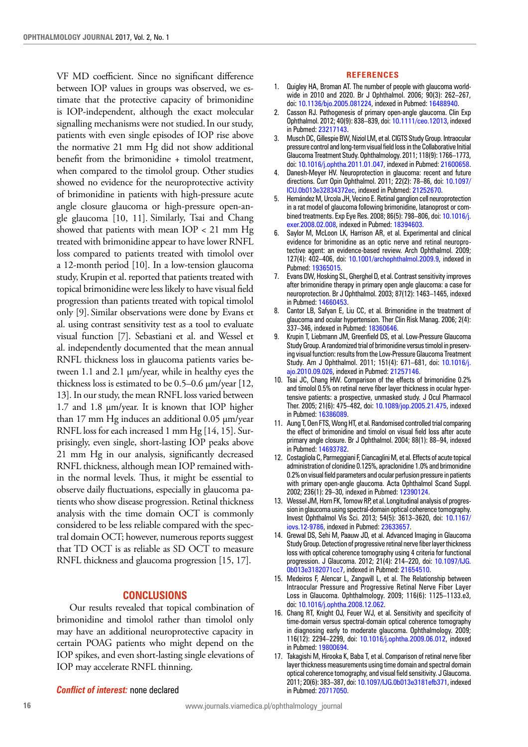VF MD coefficient. Since no significant difference between IOP values in groups was observed, we estimate that the protective capacity of brimonidine is IOP-independent, although the exact molecular signalling mechanisms were not studied. In our study, patients with even single episodes of IOP rise above the normative 21 mm Hg did not show additional benefit from the brimonidine + timolol treatment, when compared to the timolol group. Other studies showed no evidence for the neuroprotective activity of brimonidine in patients with high-pressure acute angle closure glaucoma or high-pressure open-angle glaucoma [10, 11]. Similarly, Tsai and Chang showed that patients with mean IOP < 21 mm Hg treated with brimonidine appear to have lower RNFL loss compared to patients treated with timolol over a 12-month period [10]. In a low-tension glaucoma study, Krupin et al. reported that patients treated with topical brimonidine were less likely to have visual field progression than patients treated with topical timolol only [9]. Similar observations were done by Evans et al. using contrast sensitivity test as a tool to evaluate visual function [7]. Sebastiani et al. and Wessel et al. independently documented that the mean annual RNFL thickness loss in glaucoma patients varies between 1.1 and 2.1 μm/year, while in healthy eyes the thickness loss is estimated to be 0.5–0.6 μm/year [12, 13]. In our study, the mean RNFL loss varied between 1.7 and 1.8 μm/year. It is known that IOP higher than 17 mm Hg induces an additional 0.05 μm/year RNFL loss for each increased 1 mm Hg [14, 15]. Surprisingly, even single, short-lasting IOP peaks above 21 mm Hg in our analysis, significantly decreased RNFL thickness, although mean IOP remained within the normal levels. Thus, it might be essential to observe daily fluctuations, especially in glaucoma patients who show disease progression. Retinal thickness analysis with the time domain OCT is commonly considered to be less reliable compared with the spectral domain OCT; however, numerous reports suggest that TD OCT is as reliable as SD OCT to measure RNFL thickness and glaucoma progression [15, 17].

## CONCLUSIONS

Our results revealed that topical combination of brimonidine and timolol rather than timolol only may have an additional neuroprotective capacity in certain POAG patients who might depend on the IOP spikes, and even short-lasting single elevations of IOP may accelerate RNFL thinning.

***Conflict of interest:*** none declared

## REFERENCES

1. Quigley HA, Broman AT. The number of people with glaucoma worldwide in 2010 and 2020. Br J Ophthalmol. 2006; 90(3): 262–267, doi: 10.1136/bjo.2005.081224, indexed in Pubmed: 16488940.
2. Casson RJ. Pathogenesis of primary open-angle glaucoma. Clin Exp Ophthalmol. 2012; 40(9): 838–839, doi: 10.1111/ceo.12013, indexed in Pubmed: 23217143.
3. Musch DC, Gillespie BW, Niziol LM, et al. CIGTS Study Group. Intraocular pressure control and long-term visual field loss in the Collaborative Initial Glaucoma Treatment Study. Ophthalmology. 2011; 118(9): 1766–1773, doi: 10.1016/j.ophtha.2011.01.047, indexed in Pubmed: 21600658.
4. Danesh-Meyer HV. Neuroprotection in glaucoma: recent and future directions. Curr Opin Ophthalmol. 2011; 22(2): 78–86, doi: 10.1097/ICU.0b013e32834372ec, indexed in Pubmed: 21252670.
5. Hernández M, Urcola JH, Vecino E. Retinal ganglion cell neuroprotection in a rat model of glaucoma following brimonidine, latanoprost or combined treatments. Exp Eye Res. 2008; 86(5): 798–806, doi: 10.1016/j.exer.2008.02.008, indexed in Pubmed: 18394603.
6. Saylor M, McLoon LK, Harrison AR, et al. Experimental and clinical evidence for brimonidine as an optic nerve and retinal neuroprotective agent: an evidence-based review. Arch Ophthalmol. 2009; 127(4): 402–406, doi: 10.1001/archophthalmol.2009.9, indexed in Pubmed: 19365015.
7. Evans DW, Hosking SL, Gherghel D, et al. Contrast sensitivity improves after brimonidine therapy in primary open angle glaucoma: a case for neuroprotection. Br J Ophthalmol. 2003; 87(12): 1463–1465, indexed in Pubmed: 14660453.
8. Cantor LB, Safyan E, Liu CC, et al. Brimonidine in the treatment of glaucoma and ocular hypertension. Ther Clin Risk Manag. 2006; 2(4): 337–346, indexed in Pubmed: 18360646.
9. Krupin T, Liebmann JM, Greenfield DS, et al. Low-Pressure Glaucoma Study Group. A randomized trial of brimonidine versus timolol in preserving visual function: results from the Low-Pressure Glaucoma Treatment Study. Am J Ophthalmol. 2011; 151(4): 671–681, doi: 10.1016/j.ajo.2010.09.026, indexed in Pubmed: 21257146.
10. Tsai JC, Chang HW. Comparison of the effects of brimonidine 0.2% and timolol 0.5% on retinal nerve fiber layer thickness in ocular hypertensive patients: a prospective, unmasked study. J Ocul Pharmacol Ther. 2005; 21(6): 475–482, doi: 10.1089/jop.2005.21.475, indexed in Pubmed: 16386089.
11. Aung T, Oen FTS, Wong HT, et al. Randomised controlled trial comparing the effect of brimonidine and timolol on visual field loss after acute primary angle closure. Br J Ophthalmol. 2004; 88(1): 88–94, indexed in Pubmed: 14693782.
12. Costagliola C, Parmeggiani F, Ciancaglini M, et al. Effects of acute topical administration of clonidine 0.125%, apraclonidine 1.0% and brimonidine 0.2% on visual field parameters and ocular perfusion pressure in patients with primary open-angle glaucoma. Acta Ophthalmol Scand Suppl. 2002; 236(1): 29–30, indexed in Pubmed: 12390124.
13. Wessel JM, Horn FK, Tornow RP, et al. Longitudinal analysis of progression in glaucoma using spectral-domain optical coherence tomography. Invest Ophthalmol Vis Sci. 2013; 54(5): 3613–3620, doi: 10.1167/iovs.12-9786, indexed in Pubmed: 23633657.
14. Grewal DS, Sehi M, Paauw JD, et al. Advanced Imaging in Glaucoma Study Group. Detection of progressive retinal nerve fiber layer thickness loss with optical coherence tomography using 4 criteria for functional progression. J Glaucoma. 2012; 21(4): 214–220, doi: 10.1097/IJG.0b013e3182071cc7, indexed in Pubmed: 21654510.
15. Medeiros F, Alencar L, Zangwill L, et al. The Relationship between Intraocular Pressure and Progressive Retinal Nerve Fiber Layer Loss in Glaucoma. Ophthalmology. 2009; 116(6): 1125–1133.e3, doi: 10.1016/j.ophtha.2008.12.062.
16. Chang RT, Knight OJ, Feuer WJ, et al. Sensitivity and specificity of time-domain versus spectral-domain optical coherence tomography in diagnosing early to moderate glaucoma. Ophthalmology. 2009; 116(12): 2294–2299, doi: 10.1016/j.ophtha.2009.06.012, indexed in Pubmed: 19800694.
17. Takagishi M, Hirooka K, Baba T, et al. Comparison of retinal nerve fiber layer thickness measurements using time domain and spectral domain optical coherence tomography, and visual field sensitivity. J Glaucoma. 2011; 20(6): 383–387, doi: 10.1097/IJG.0b013e3181efb371, indexed in Pubmed: 20717050.